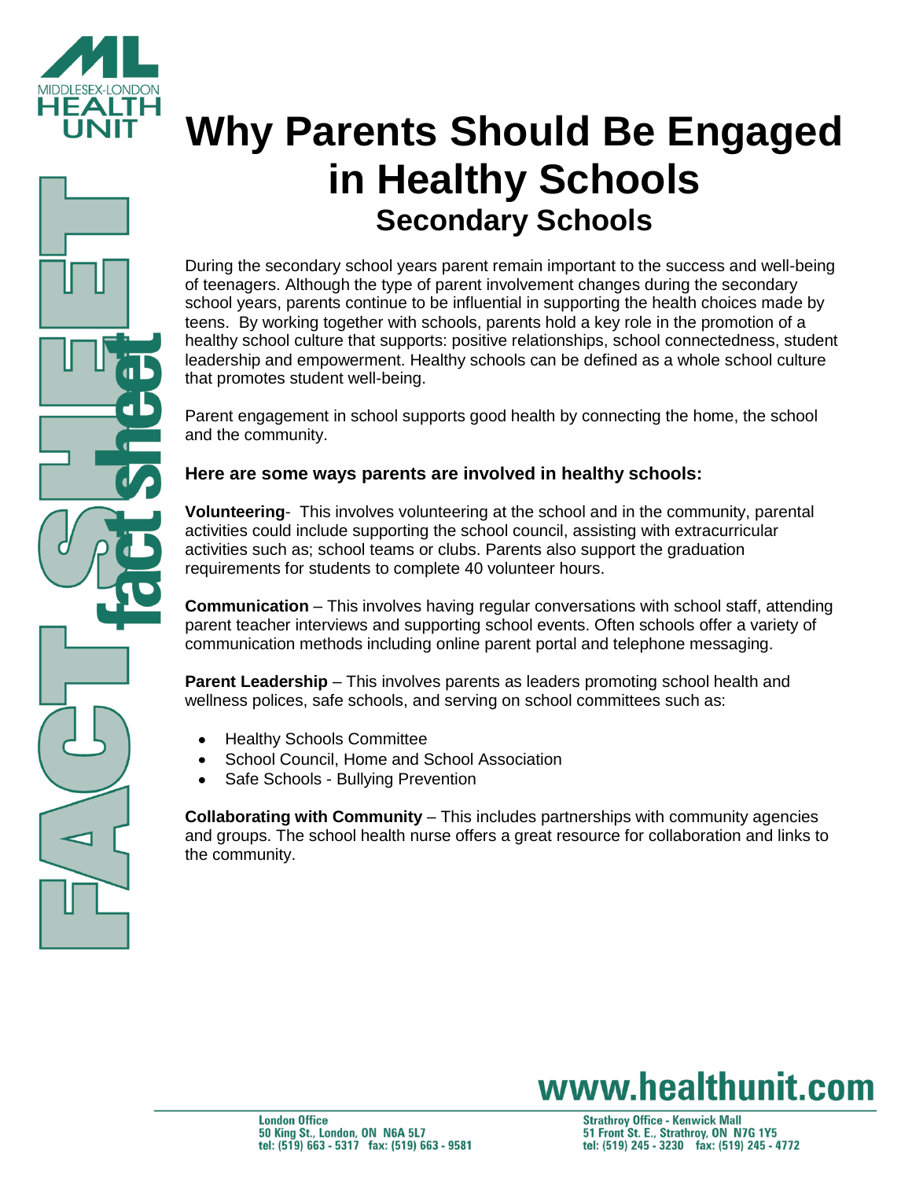# Why Parents Should Be Engaged in Healthy Schools

## Secondary Schools

During the secondary school years parent remain important to the success and well-being of teenagers. Although the type of parent involvement changes during the secondary school years, parents continue to be influential in supporting the health choices made by teens. By working together with schools, parents hold a key role in the promotion of a healthy school culture that supports: positive relationships, school connectedness, student leadership and empowerment. Healthy schools can be defined as a whole school culture that promotes student well-being.

Parent engagement in school supports good health by connecting the home, the school and the community.

### Here are some ways parents are involved in healthy schools:

**Volunteering**- This involves volunteering at the school and in the community, parental activities could include supporting the school council, assisting with extracurricular activities such as; school teams or clubs. Parents also support the graduation requirements for students to complete 40 volunteer hours.

**Communication** – This involves having regular conversations with school staff, attending parent teacher interviews and supporting school events. Often schools offer a variety of communication methods including online parent portal and telephone messaging.

**Parent Leadership** – This involves parents as leaders promoting school health and wellness polices, safe schools, and serving on school committees such as:

- Healthy Schools Committee
- School Council, Home and School Association
- Safe Schools - Bullying Prevention

**Collaborating with Community** – This includes partnerships with community agencies and groups. The school health nurse offers a great resource for collaboration and links to the community.

www.healthunit.com

**London Office**
50 King St., London, ON N6A 5L7
tel: (519) 663 - 5317 fax: (519) 663 - 9581

**Strathroy Office - Kenwick Mall**
51 Front St. E., Strathroy, ON N7G 1Y5
tel: (519) 245 - 3230 fax: (519) 245 - 4772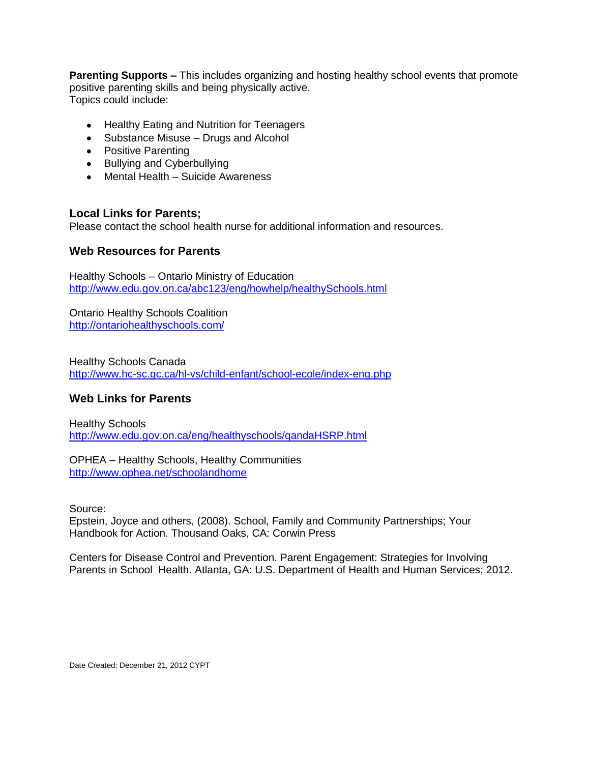**Parenting Supports –** This includes organizing and hosting healthy school events that promote positive parenting skills and being physically active.
Topics could include:

- Healthy Eating and Nutrition for Teenagers
- Substance Misuse – Drugs and Alcohol
- Positive Parenting
- Bullying and Cyberbullying
- Mental Health – Suicide Awareness

### Local Links for Parents;

Please contact the school health nurse for additional information and resources.

### Web Resources for Parents

Healthy Schools – Ontario Ministry of Education
http://www.edu.gov.on.ca/abc123/eng/howhelp/healthySchools.html

Ontario Healthy Schools Coalition
http://ontariohealthyschools.com/

Healthy Schools Canada
http://www.hc-sc.gc.ca/hl-vs/child-enfant/school-ecole/index-eng.php

### Web Links for Parents

Healthy Schools
http://www.edu.gov.on.ca/eng/healthyschools/qandaHSRP.html

OPHEA – Healthy Schools, Healthy Communities
http://www.ophea.net/schoolandhome

Source:
Epstein, Joyce and others, (2008). School, Family and Community Partnerships; Your Handbook for Action. Thousand Oaks, CA: Corwin Press

Centers for Disease Control and Prevention. Parent Engagement: Strategies for Involving Parents in School Health. Atlanta, GA: U.S. Department of Health and Human Services; 2012.

Date Created: December 21, 2012 CYPT